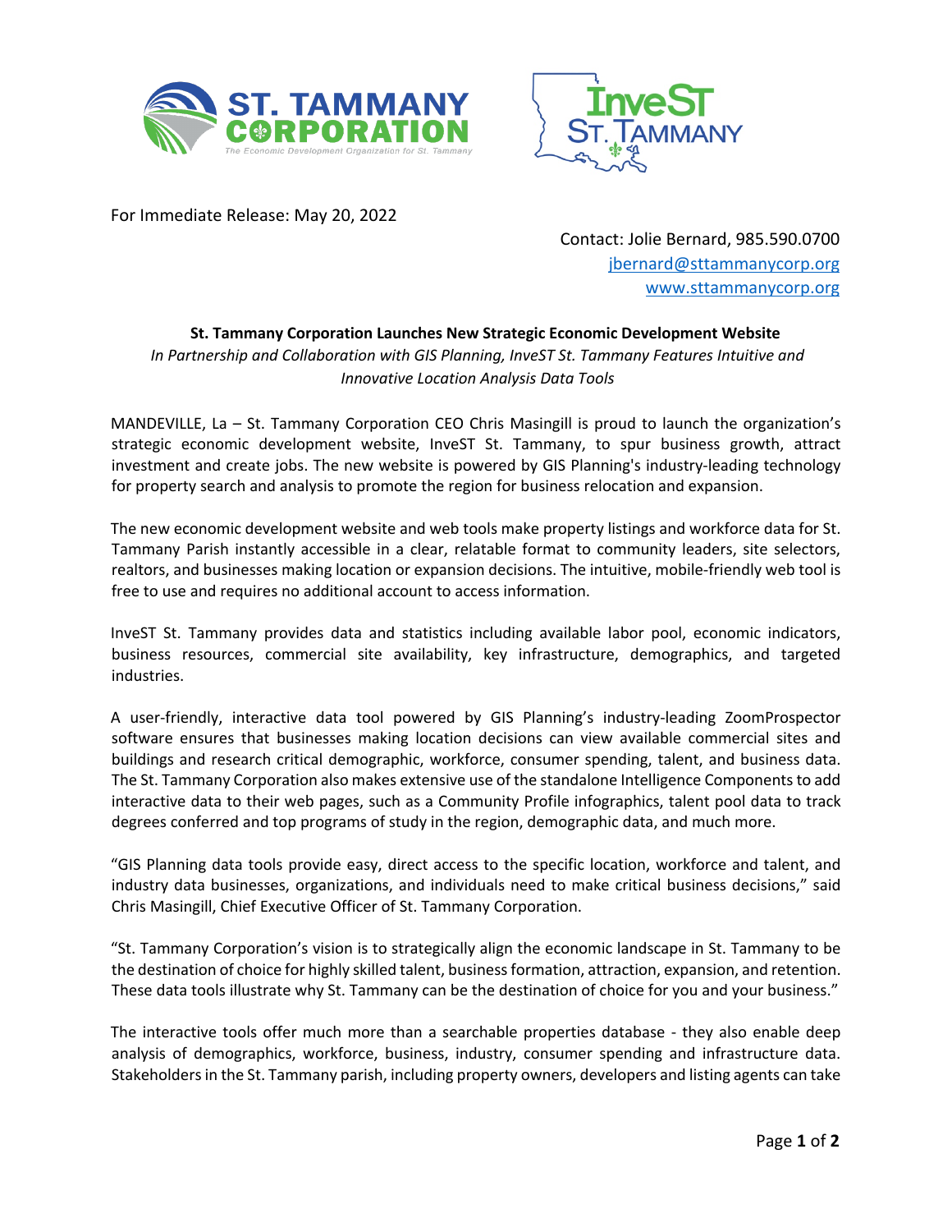For Immediate Release: May 20, 2022

Contact: Jolie Bernard, 985.590.0700
jbernard@sttammanycorp.org
www.sttammanycorp.org

**St. Tammany Corporation Launches New Strategic Economic Development Website**

*In Partnership and Collaboration with GIS Planning, InveST St. Tammany Features Intuitive and Innovative Location Analysis Data Tools*

MANDEVILLE, La – St. Tammany Corporation CEO Chris Masingill is proud to launch the organization's strategic economic development website, InveST St. Tammany, to spur business growth, attract investment and create jobs. The new website is powered by GIS Planning's industry-leading technology for property search and analysis to promote the region for business relocation and expansion.

The new economic development website and web tools make property listings and workforce data for St. Tammany Parish instantly accessible in a clear, relatable format to community leaders, site selectors, realtors, and businesses making location or expansion decisions. The intuitive, mobile-friendly web tool is free to use and requires no additional account to access information.

InveST St. Tammany provides data and statistics including available labor pool, economic indicators, business resources, commercial site availability, key infrastructure, demographics, and targeted industries.

A user-friendly, interactive data tool powered by GIS Planning's industry-leading ZoomProspector software ensures that businesses making location decisions can view available commercial sites and buildings and research critical demographic, workforce, consumer spending, talent, and business data. The St. Tammany Corporation also makes extensive use of the standalone Intelligence Components to add interactive data to their web pages, such as a Community Profile infographics, talent pool data to track degrees conferred and top programs of study in the region, demographic data, and much more.

"GIS Planning data tools provide easy, direct access to the specific location, workforce and talent, and industry data businesses, organizations, and individuals need to make critical business decisions," said Chris Masingill, Chief Executive Officer of St. Tammany Corporation.

"St. Tammany Corporation's vision is to strategically align the economic landscape in St. Tammany to be the destination of choice for highly skilled talent, business formation, attraction, expansion, and retention. These data tools illustrate why St. Tammany can be the destination of choice for you and your business."

The interactive tools offer much more than a searchable properties database - they also enable deep analysis of demographics, workforce, business, industry, consumer spending and infrastructure data. Stakeholders in the St. Tammany parish, including property owners, developers and listing agents can take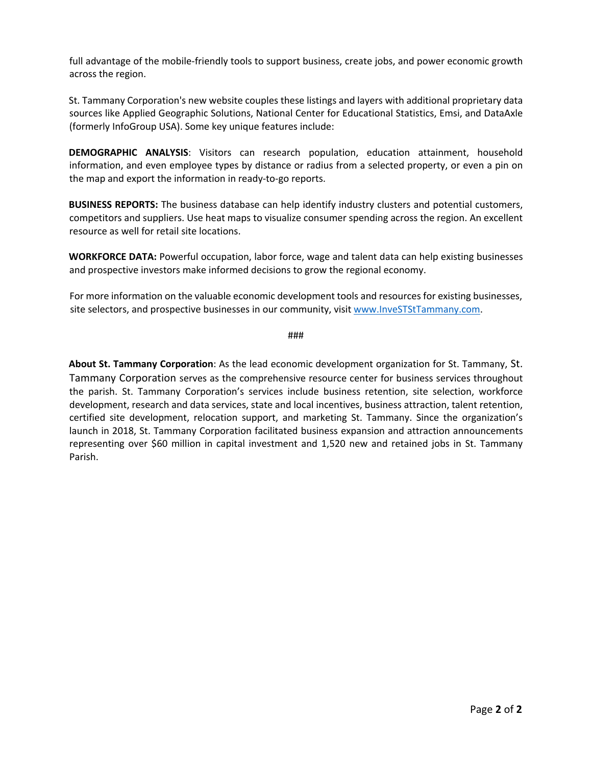full advantage of the mobile-friendly tools to support business, create jobs, and power economic growth across the region.

St. Tammany Corporation's new website couples these listings and layers with additional proprietary data sources like Applied Geographic Solutions, National Center for Educational Statistics, Emsi, and DataAxle (formerly InfoGroup USA). Some key unique features include:

**DEMOGRAPHIC ANALYSIS**: Visitors can research population, education attainment, household information, and even employee types by distance or radius from a selected property, or even a pin on the map and export the information in ready-to-go reports.

**BUSINESS REPORTS:** The business database can help identify industry clusters and potential customers, competitors and suppliers. Use heat maps to visualize consumer spending across the region. An excellent resource as well for retail site locations.

**WORKFORCE DATA:** Powerful occupation, labor force, wage and talent data can help existing businesses and prospective investors make informed decisions to grow the regional economy.

For more information on the valuable economic development tools and resources for existing businesses, site selectors, and prospective businesses in our community, visit www.InveSTStTammany.com.

###

**About St. Tammany Corporation**: As the lead economic development organization for St. Tammany, St. Tammany Corporation serves as the comprehensive resource center for business services throughout the parish. St. Tammany Corporation's services include business retention, site selection, workforce development, research and data services, state and local incentives, business attraction, talent retention, certified site development, relocation support, and marketing St. Tammany. Since the organization's launch in 2018, St. Tammany Corporation facilitated business expansion and attraction announcements representing over $60 million in capital investment and 1,520 new and retained jobs in St. Tammany Parish.